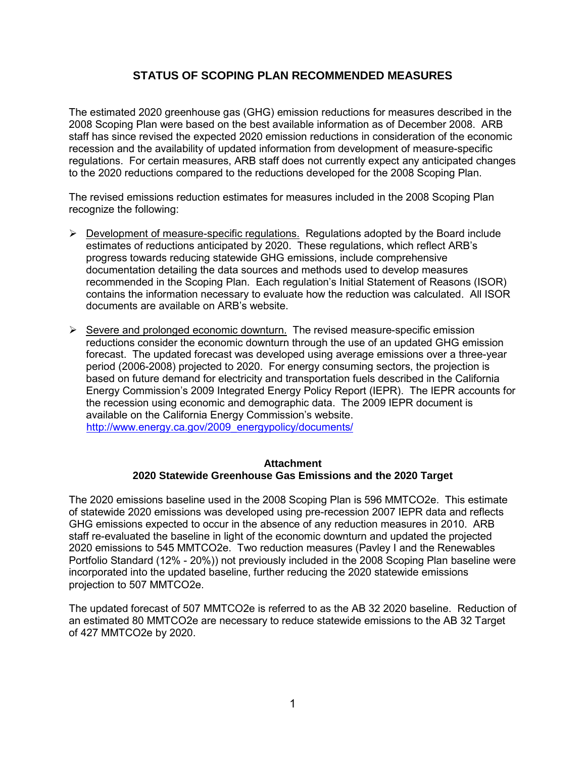# STATUS OF SCOPING PLAN RECOMMENDED MEASURES

The estimated 2020 greenhouse gas (GHG) emission reductions for measures described in the 2008 Scoping Plan were based on the best available information as of December 2008. ARB staff has since revised the expected 2020 emission reductions in consideration of the economic recession and the availability of updated information from development of measure-specific regulations. For certain measures, ARB staff does not currently expect any anticipated changes to the 2020 reductions compared to the reductions developed for the 2008 Scoping Plan.

The revised emissions reduction estimates for measures included in the 2008 Scoping Plan recognize the following:

- Development of measure-specific regulations. Regulations adopted by the Board include estimates of reductions anticipated by 2020. These regulations, which reflect ARB's progress towards reducing statewide GHG emissions, include comprehensive documentation detailing the data sources and methods used to develop measures recommended in the Scoping Plan. Each regulation's Initial Statement of Reasons (ISOR) contains the information necessary to evaluate how the reduction was calculated. All ISOR documents are available on ARB's website.
- Severe and prolonged economic downturn. The revised measure-specific emission reductions consider the economic downturn through the use of an updated GHG emission forecast. The updated forecast was developed using average emissions over a three-year period (2006-2008) projected to 2020. For energy consuming sectors, the projection is based on future demand for electricity and transportation fuels described in the California Energy Commission's 2009 Integrated Energy Policy Report (IEPR). The IEPR accounts for the recession using economic and demographic data. The 2009 IEPR document is available on the California Energy Commission's website. http://www.energy.ca.gov/2009_energypolicy/documents/

## Attachment
## 2020 Statewide Greenhouse Gas Emissions and the 2020 Target

The 2020 emissions baseline used in the 2008 Scoping Plan is 596 MMTCO2e. This estimate of statewide 2020 emissions was developed using pre-recession 2007 IEPR data and reflects GHG emissions expected to occur in the absence of any reduction measures in 2010. ARB staff re-evaluated the baseline in light of the economic downturn and updated the projected 2020 emissions to 545 MMTCO2e. Two reduction measures (Pavley I and the Renewables Portfolio Standard (12% - 20%)) not previously included in the 2008 Scoping Plan baseline were incorporated into the updated baseline, further reducing the 2020 statewide emissions projection to 507 MMTCO2e.

The updated forecast of 507 MMTCO2e is referred to as the AB 32 2020 baseline. Reduction of an estimated 80 MMTCO2e are necessary to reduce statewide emissions to the AB 32 Target of 427 MMTCO2e by 2020.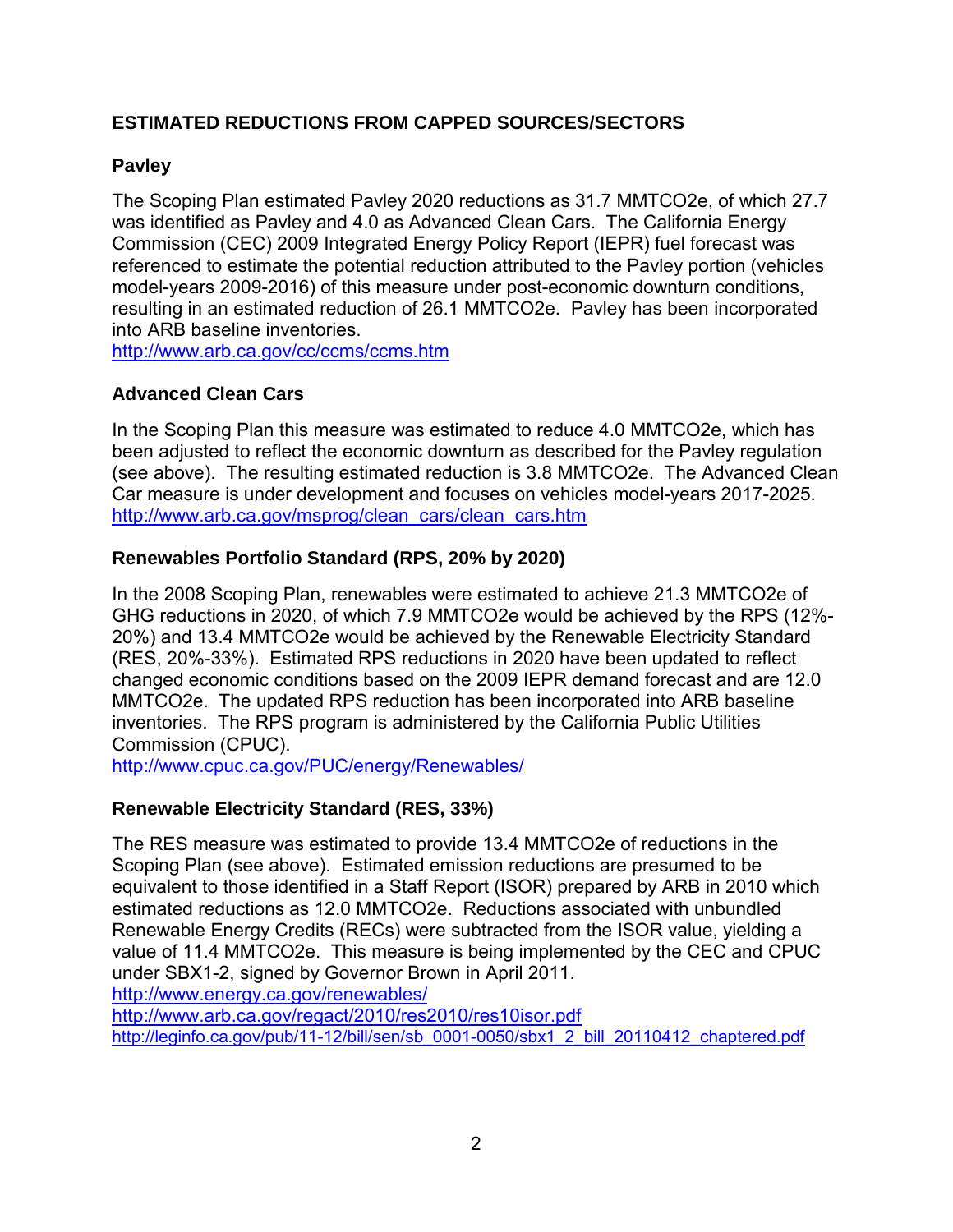## ESTIMATED REDUCTIONS FROM CAPPED SOURCES/SECTORS

### Pavley

The Scoping Plan estimated Pavley 2020 reductions as 31.7 MMTCO2e, of which 27.7 was identified as Pavley and 4.0 as Advanced Clean Cars. The California Energy Commission (CEC) 2009 Integrated Energy Policy Report (IEPR) fuel forecast was referenced to estimate the potential reduction attributed to the Pavley portion (vehicles model-years 2009-2016) of this measure under post-economic downturn conditions, resulting in an estimated reduction of 26.1 MMTCO2e. Pavley has been incorporated into ARB baseline inventories.
http://www.arb.ca.gov/cc/ccms/ccms.htm

### Advanced Clean Cars

In the Scoping Plan this measure was estimated to reduce 4.0 MMTCO2e, which has been adjusted to reflect the economic downturn as described for the Pavley regulation (see above). The resulting estimated reduction is 3.8 MMTCO2e. The Advanced Clean Car measure is under development and focuses on vehicles model-years 2017-2025.
http://www.arb.ca.gov/msprog/clean_cars/clean_cars.htm

### Renewables Portfolio Standard (RPS, 20% by 2020)

In the 2008 Scoping Plan, renewables were estimated to achieve 21.3 MMTCO2e of GHG reductions in 2020, of which 7.9 MMTCO2e would be achieved by the RPS (12%-20%) and 13.4 MMTCO2e would be achieved by the Renewable Electricity Standard (RES, 20%-33%). Estimated RPS reductions in 2020 have been updated to reflect changed economic conditions based on the 2009 IEPR demand forecast and are 12.0 MMTCO2e. The updated RPS reduction has been incorporated into ARB baseline inventories. The RPS program is administered by the California Public Utilities Commission (CPUC).
http://www.cpuc.ca.gov/PUC/energy/Renewables/

### Renewable Electricity Standard (RES, 33%)

The RES measure was estimated to provide 13.4 MMTCO2e of reductions in the Scoping Plan (see above). Estimated emission reductions are presumed to be equivalent to those identified in a Staff Report (ISOR) prepared by ARB in 2010 which estimated reductions as 12.0 MMTCO2e. Reductions associated with unbundled Renewable Energy Credits (RECs) were subtracted from the ISOR value, yielding a value of 11.4 MMTCO2e. This measure is being implemented by the CEC and CPUC under SBX1-2, signed by Governor Brown in April 2011.
http://www.energy.ca.gov/renewables/
http://www.arb.ca.gov/regact/2010/res2010/res10isor.pdf
http://leginfo.ca.gov/pub/11-12/bill/sen/sb_0001-0050/sbx1_2_bill_20110412_chaptered.pdf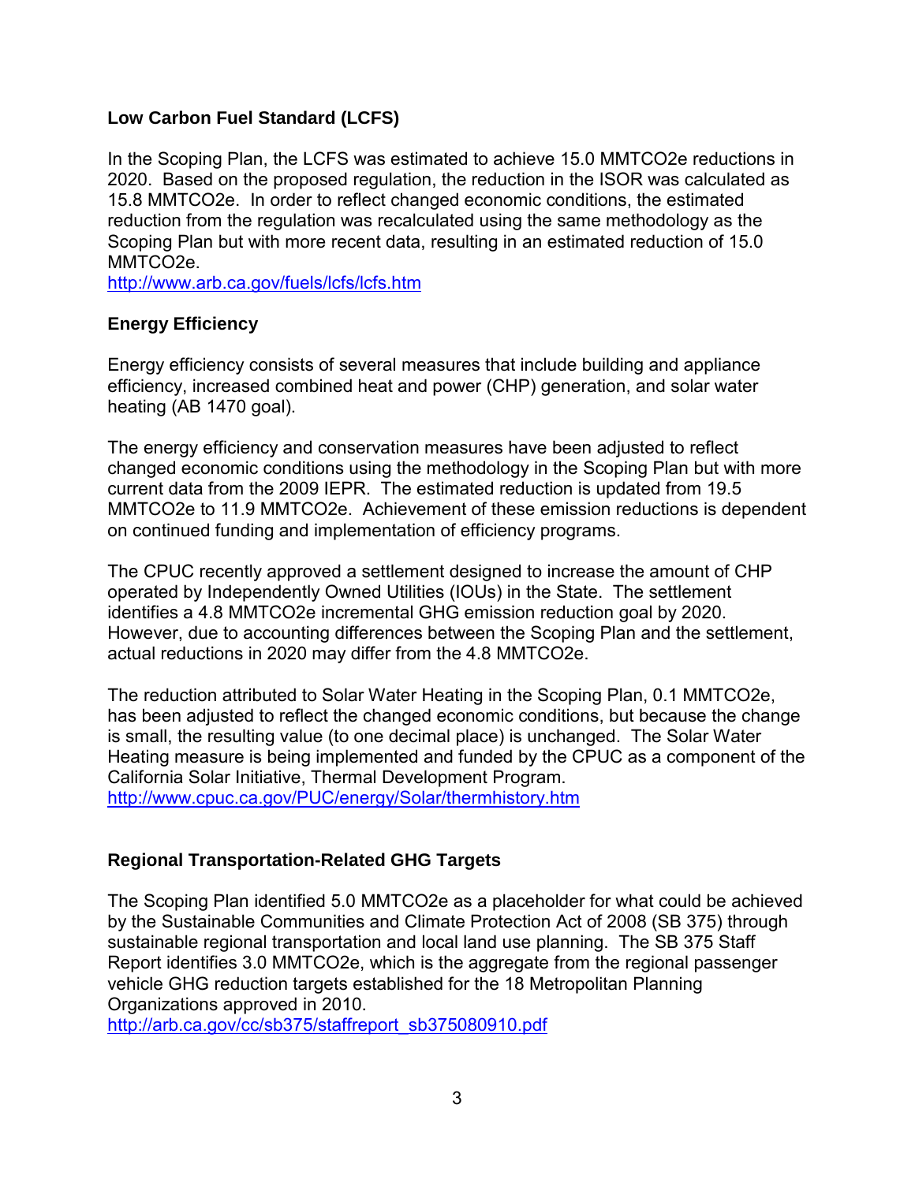### Low Carbon Fuel Standard (LCFS)

In the Scoping Plan, the LCFS was estimated to achieve 15.0 MMTCO2e reductions in 2020. Based on the proposed regulation, the reduction in the ISOR was calculated as 15.8 MMTCO2e. In order to reflect changed economic conditions, the estimated reduction from the regulation was recalculated using the same methodology as the Scoping Plan but with more recent data, resulting in an estimated reduction of 15.0 MMTCO2e.
http://www.arb.ca.gov/fuels/lcfs/lcfs.htm

### Energy Efficiency

Energy efficiency consists of several measures that include building and appliance efficiency, increased combined heat and power (CHP) generation, and solar water heating (AB 1470 goal).

The energy efficiency and conservation measures have been adjusted to reflect changed economic conditions using the methodology in the Scoping Plan but with more current data from the 2009 IEPR. The estimated reduction is updated from 19.5 MMTCO2e to 11.9 MMTCO2e. Achievement of these emission reductions is dependent on continued funding and implementation of efficiency programs.

The CPUC recently approved a settlement designed to increase the amount of CHP operated by Independently Owned Utilities (IOUs) in the State. The settlement identifies a 4.8 MMTCO2e incremental GHG emission reduction goal by 2020. However, due to accounting differences between the Scoping Plan and the settlement, actual reductions in 2020 may differ from the 4.8 MMTCO2e.

The reduction attributed to Solar Water Heating in the Scoping Plan, 0.1 MMTCO2e, has been adjusted to reflect the changed economic conditions, but because the change is small, the resulting value (to one decimal place) is unchanged. The Solar Water Heating measure is being implemented and funded by the CPUC as a component of the California Solar Initiative, Thermal Development Program.
http://www.cpuc.ca.gov/PUC/energy/Solar/thermhistory.htm

### Regional Transportation-Related GHG Targets

The Scoping Plan identified 5.0 MMTCO2e as a placeholder for what could be achieved by the Sustainable Communities and Climate Protection Act of 2008 (SB 375) through sustainable regional transportation and local land use planning. The SB 375 Staff Report identifies 3.0 MMTCO2e, which is the aggregate from the regional passenger vehicle GHG reduction targets established for the 18 Metropolitan Planning Organizations approved in 2010.
http://arb.ca.gov/cc/sb375/staffreport_sb375080910.pdf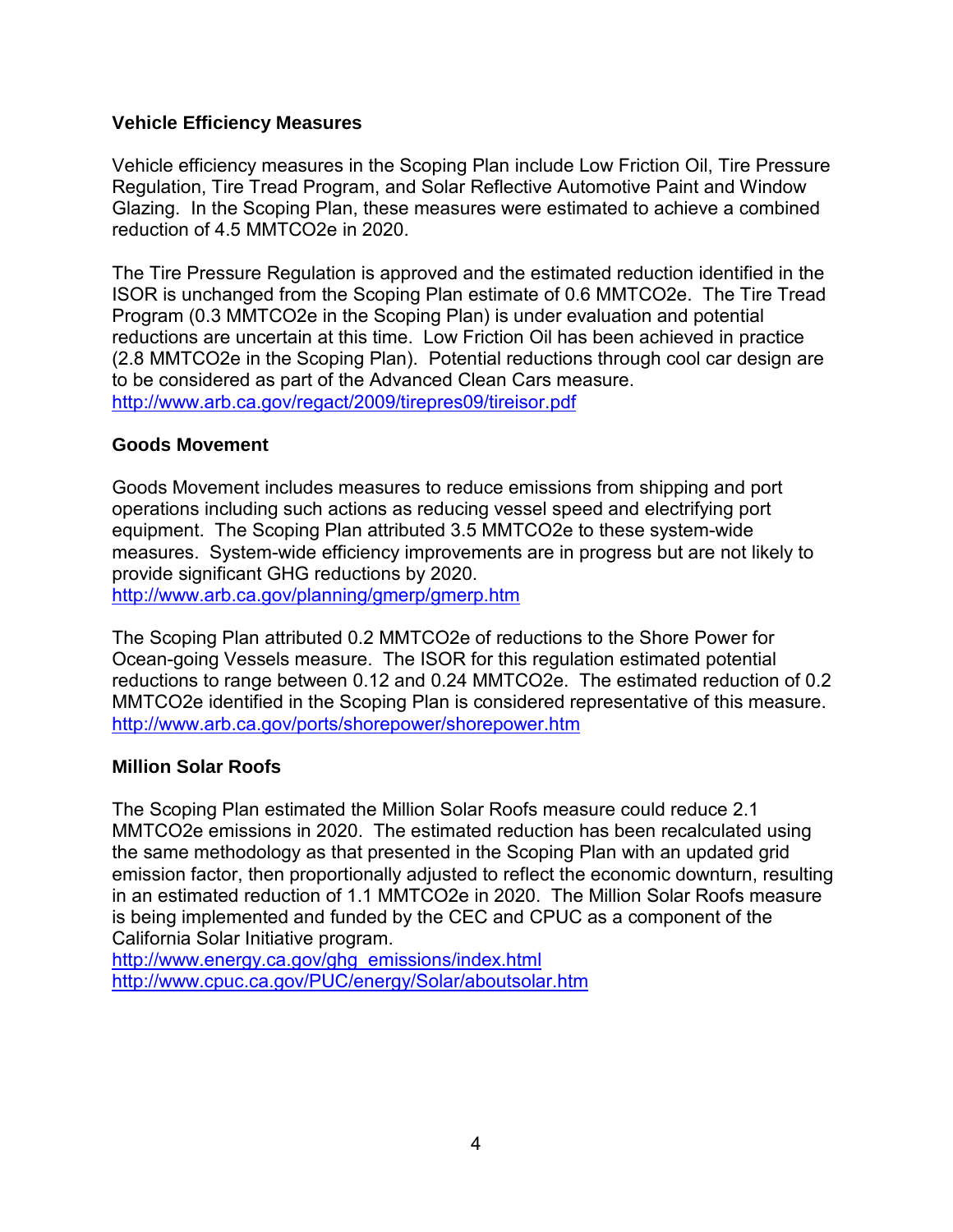### Vehicle Efficiency Measures

Vehicle efficiency measures in the Scoping Plan include Low Friction Oil, Tire Pressure Regulation, Tire Tread Program, and Solar Reflective Automotive Paint and Window Glazing. In the Scoping Plan, these measures were estimated to achieve a combined reduction of 4.5 MMTCO2e in 2020.

The Tire Pressure Regulation is approved and the estimated reduction identified in the ISOR is unchanged from the Scoping Plan estimate of 0.6 MMTCO2e. The Tire Tread Program (0.3 MMTCO2e in the Scoping Plan) is under evaluation and potential reductions are uncertain at this time. Low Friction Oil has been achieved in practice (2.8 MMTCO2e in the Scoping Plan). Potential reductions through cool car design are to be considered as part of the Advanced Clean Cars measure.
http://www.arb.ca.gov/regact/2009/tirepres09/tireisor.pdf

### Goods Movement

Goods Movement includes measures to reduce emissions from shipping and port operations including such actions as reducing vessel speed and electrifying port equipment. The Scoping Plan attributed 3.5 MMTCO2e to these system-wide measures. System-wide efficiency improvements are in progress but are not likely to provide significant GHG reductions by 2020.
http://www.arb.ca.gov/planning/gmerp/gmerp.htm

The Scoping Plan attributed 0.2 MMTCO2e of reductions to the Shore Power for Ocean-going Vessels measure. The ISOR for this regulation estimated potential reductions to range between 0.12 and 0.24 MMTCO2e. The estimated reduction of 0.2 MMTCO2e identified in the Scoping Plan is considered representative of this measure.
http://www.arb.ca.gov/ports/shorepower/shorepower.htm

### Million Solar Roofs

The Scoping Plan estimated the Million Solar Roofs measure could reduce 2.1 MMTCO2e emissions in 2020. The estimated reduction has been recalculated using the same methodology as that presented in the Scoping Plan with an updated grid emission factor, then proportionally adjusted to reflect the economic downturn, resulting in an estimated reduction of 1.1 MMTCO2e in 2020. The Million Solar Roofs measure is being implemented and funded by the CEC and CPUC as a component of the California Solar Initiative program.
http://www.energy.ca.gov/ghg_emissions/index.html
http://www.cpuc.ca.gov/PUC/energy/Solar/aboutsolar.htm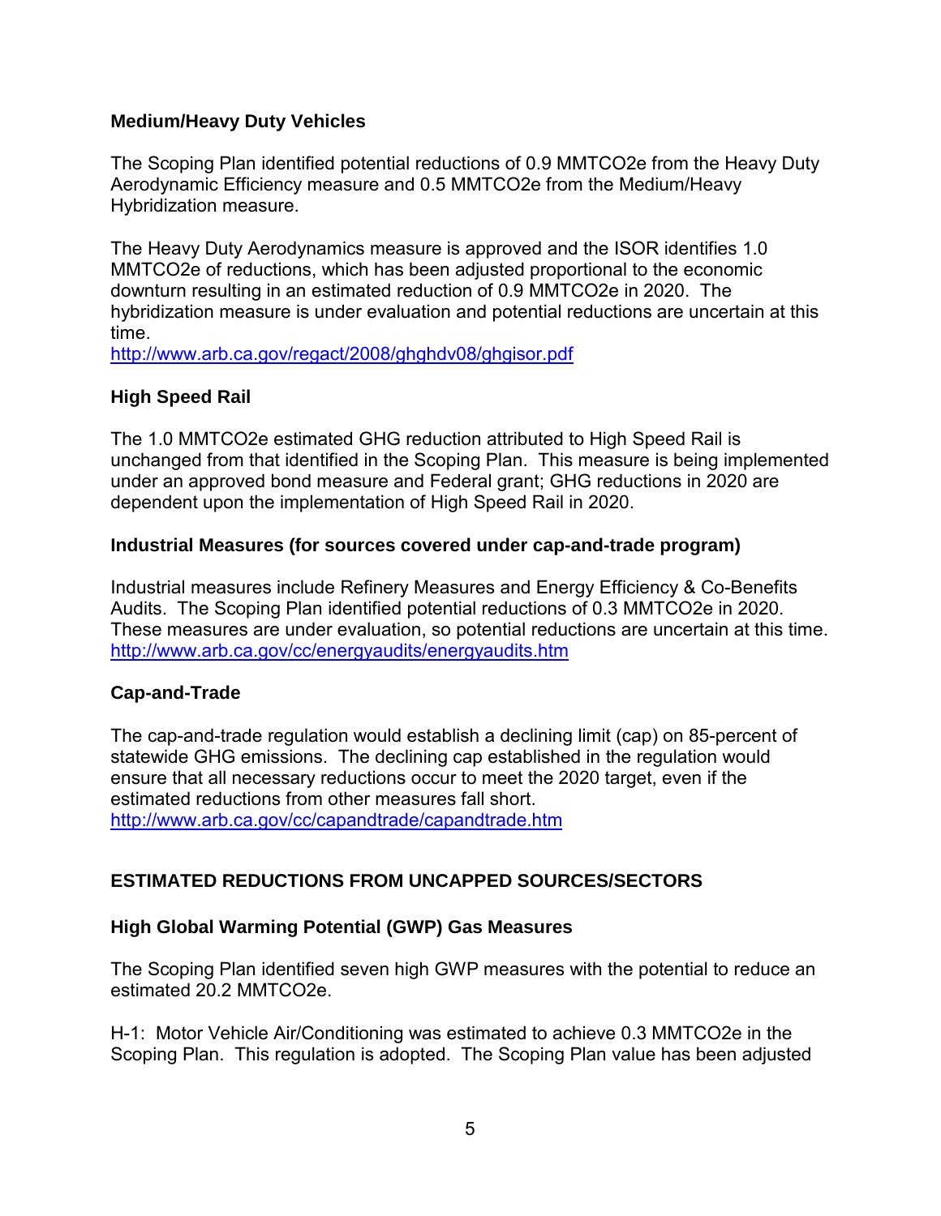### Medium/Heavy Duty Vehicles

The Scoping Plan identified potential reductions of 0.9 MMTCO2e from the Heavy Duty Aerodynamic Efficiency measure and 0.5 MMTCO2e from the Medium/Heavy Hybridization measure.

The Heavy Duty Aerodynamics measure is approved and the ISOR identifies 1.0 MMTCO2e of reductions, which has been adjusted proportional to the economic downturn resulting in an estimated reduction of 0.9 MMTCO2e in 2020. The hybridization measure is under evaluation and potential reductions are uncertain at this time.
http://www.arb.ca.gov/regact/2008/ghghdv08/ghgisor.pdf

### High Speed Rail

The 1.0 MMTCO2e estimated GHG reduction attributed to High Speed Rail is unchanged from that identified in the Scoping Plan. This measure is being implemented under an approved bond measure and Federal grant; GHG reductions in 2020 are dependent upon the implementation of High Speed Rail in 2020.

### Industrial Measures (for sources covered under cap-and-trade program)

Industrial measures include Refinery Measures and Energy Efficiency & Co-Benefits Audits. The Scoping Plan identified potential reductions of 0.3 MMTCO2e in 2020. These measures are under evaluation, so potential reductions are uncertain at this time.
http://www.arb.ca.gov/cc/energyaudits/energyaudits.htm

### Cap-and-Trade

The cap-and-trade regulation would establish a declining limit (cap) on 85-percent of statewide GHG emissions. The declining cap established in the regulation would ensure that all necessary reductions occur to meet the 2020 target, even if the estimated reductions from other measures fall short.
http://www.arb.ca.gov/cc/capandtrade/capandtrade.htm

## ESTIMATED REDUCTIONS FROM UNCAPPED SOURCES/SECTORS

### High Global Warming Potential (GWP) Gas Measures

The Scoping Plan identified seven high GWP measures with the potential to reduce an estimated 20.2 MMTCO2e.

H-1: Motor Vehicle Air/Conditioning was estimated to achieve 0.3 MMTCO2e in the Scoping Plan. This regulation is adopted. The Scoping Plan value has been adjusted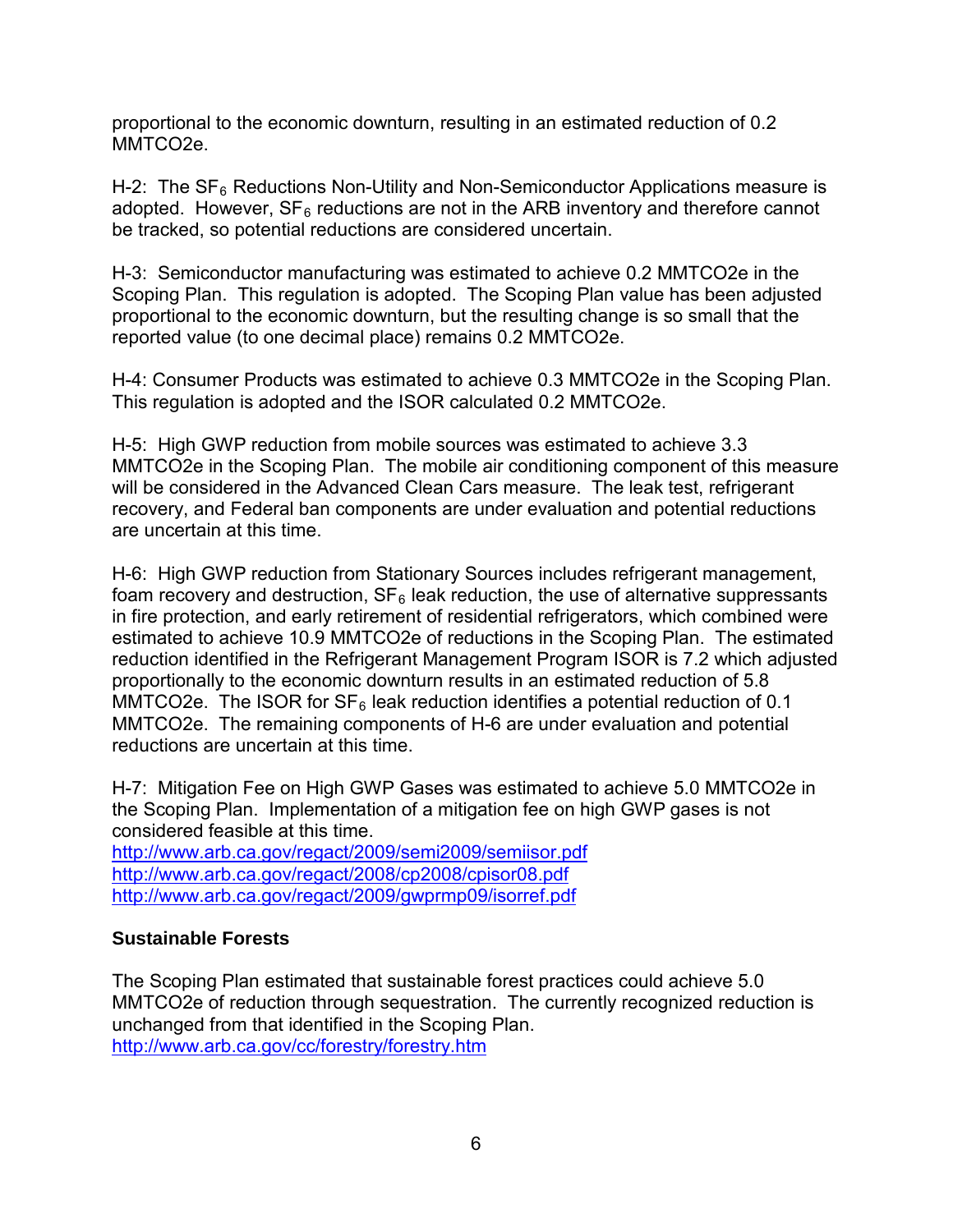proportional to the economic downturn, resulting in an estimated reduction of 0.2 MMTCO2e.

H-2: The $SF_6$ Reductions Non-Utility and Non-Semiconductor Applications measure is adopted. However, $SF_6$ reductions are not in the ARB inventory and therefore cannot be tracked, so potential reductions are considered uncertain.

H-3: Semiconductor manufacturing was estimated to achieve 0.2 MMTCO2e in the Scoping Plan. This regulation is adopted. The Scoping Plan value has been adjusted proportional to the economic downturn, but the resulting change is so small that the reported value (to one decimal place) remains 0.2 MMTCO2e.

H-4: Consumer Products was estimated to achieve 0.3 MMTCO2e in the Scoping Plan. This regulation is adopted and the ISOR calculated 0.2 MMTCO2e.

H-5: High GWP reduction from mobile sources was estimated to achieve 3.3 MMTCO2e in the Scoping Plan. The mobile air conditioning component of this measure will be considered in the Advanced Clean Cars measure. The leak test, refrigerant recovery, and Federal ban components are under evaluation and potential reductions are uncertain at this time.

H-6: High GWP reduction from Stationary Sources includes refrigerant management, foam recovery and destruction, $SF_6$ leak reduction, the use of alternative suppressants in fire protection, and early retirement of residential refrigerators, which combined were estimated to achieve 10.9 MMTCO2e of reductions in the Scoping Plan. The estimated reduction identified in the Refrigerant Management Program ISOR is 7.2 which adjusted proportionally to the economic downturn results in an estimated reduction of 5.8 MMTCO2e. The ISOR for $SF_6$ leak reduction identifies a potential reduction of 0.1 MMTCO2e. The remaining components of H-6 are under evaluation and potential reductions are uncertain at this time.

H-7: Mitigation Fee on High GWP Gases was estimated to achieve 5.0 MMTCO2e in the Scoping Plan. Implementation of a mitigation fee on high GWP gases is not considered feasible at this time.
http://www.arb.ca.gov/regact/2009/semi2009/semiisor.pdf
http://www.arb.ca.gov/regact/2008/cp2008/cpisor08.pdf
http://www.arb.ca.gov/regact/2009/gwprmp09/isorref.pdf

**Sustainable Forests**

The Scoping Plan estimated that sustainable forest practices could achieve 5.0 MMTCO2e of reduction through sequestration. The currently recognized reduction is unchanged from that identified in the Scoping Plan.
http://www.arb.ca.gov/cc/forestry/forestry.htm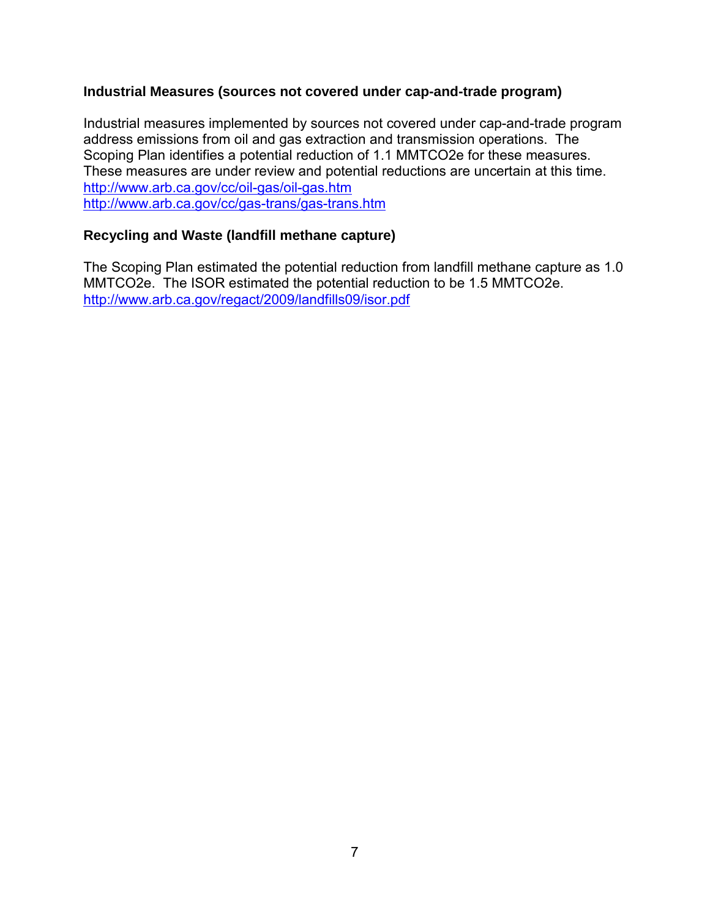**Industrial Measures (sources not covered under cap-and-trade program)**

Industrial measures implemented by sources not covered under cap-and-trade program address emissions from oil and gas extraction and transmission operations. The Scoping Plan identifies a potential reduction of 1.1 MMTCO2e for these measures. These measures are under review and potential reductions are uncertain at this time.
http://www.arb.ca.gov/cc/oil-gas/oil-gas.htm
http://www.arb.ca.gov/cc/gas-trans/gas-trans.htm

**Recycling and Waste (landfill methane capture)**

The Scoping Plan estimated the potential reduction from landfill methane capture as 1.0 MMTCO2e. The ISOR estimated the potential reduction to be 1.5 MMTCO2e.
http://www.arb.ca.gov/regact/2009/landfills09/isor.pdf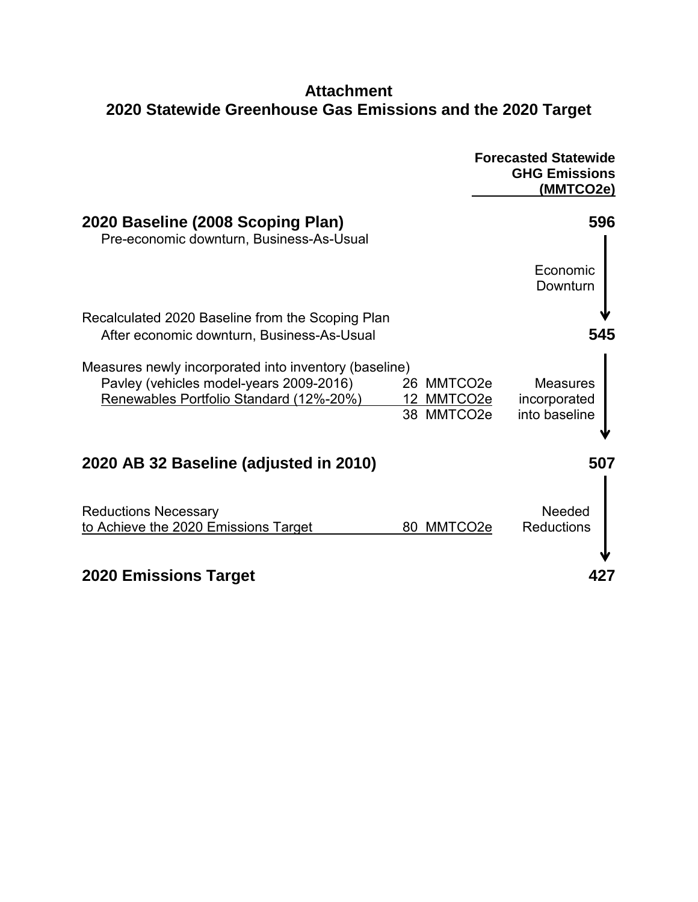**Attachment**

**2020 Statewide Greenhouse Gas Emissions and the 2020 Target**

| | | | Forecasted Statewide GHG Emissions (MMTCO2e) |
|---|---|---|---|
| **2020 Baseline (2008 Scoping Plan)** Pre-economic downturn, Business-As-Usual | | | **596** |
| | | Economic Downturn | |
| Recalculated 2020 Baseline from the Scoping Plan After economic downturn, Business-As-Usual | | | **545** |
| Measures newly incorporated into inventory (baseline) | | | |
| Pavley (vehicles model-years 2009-2016) | 26 MMTCO2e | Measures incorporated into baseline | |
| Renewables Portfolio Standard (12%-20%) | 12 MMTCO2e | | |
| | 38 MMTCO2e | | |
| **2020 AB 32 Baseline (adjusted in 2010)** | | | **507** |
| Reductions Necessary to Achieve the 2020 Emissions Target | 80 MMTCO2e | Needed Reductions | |
| **2020 Emissions Target** | | | **427** |